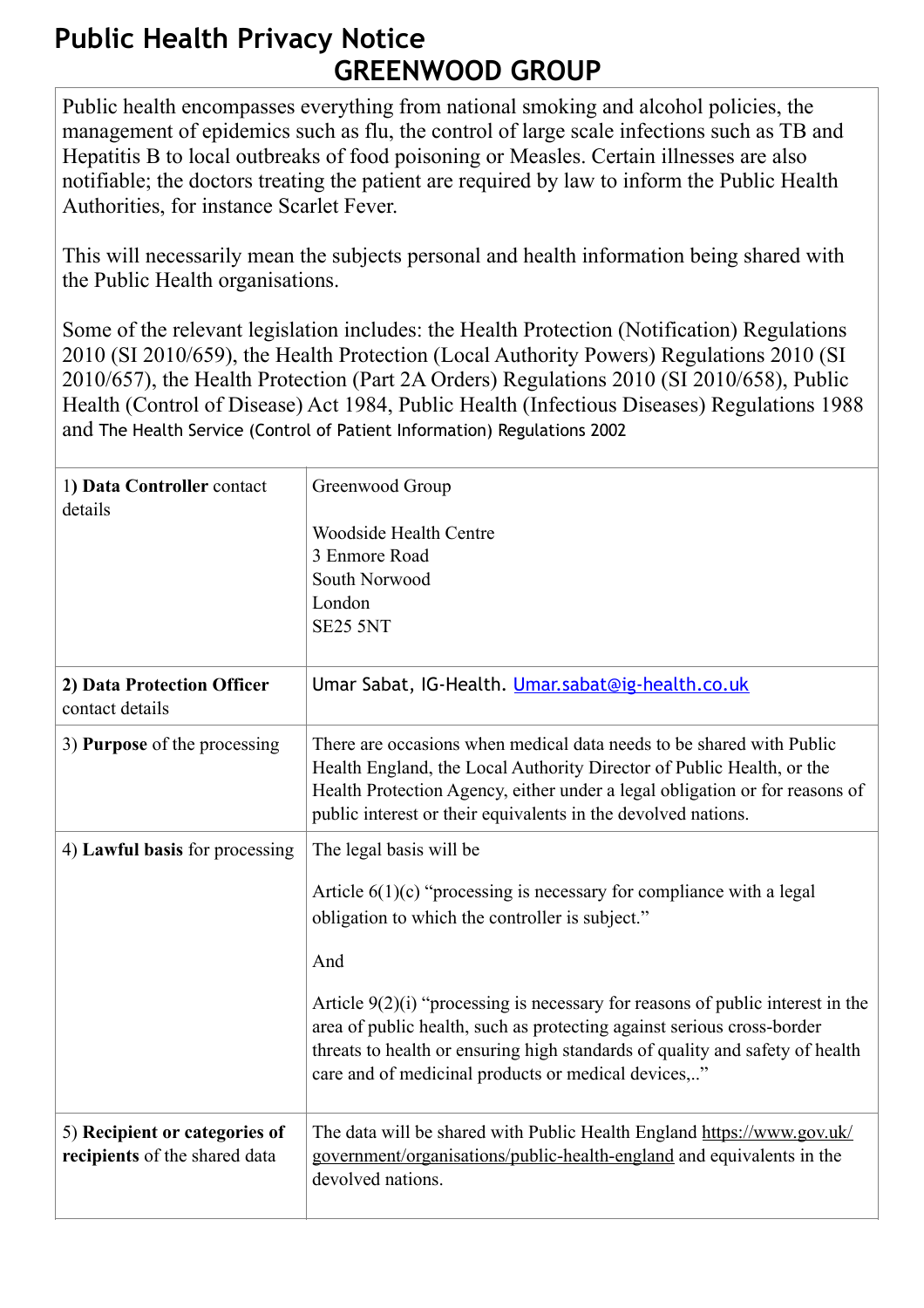# Public Health Privacy Notice

## GREENWOOD GROUP

Public health encompasses everything from national smoking and alcohol policies, the management of epidemics such as flu, the control of large scale infections such as TB and Hepatitis B to local outbreaks of food poisoning or Measles. Certain illnesses are also notifiable; the doctors treating the patient are required by law to inform the Public Health Authorities, for instance Scarlet Fever.

This will necessarily mean the subjects personal and health information being shared with the Public Health organisations.

Some of the relevant legislation includes: the Health Protection (Notification) Regulations 2010 (SI 2010/659), the Health Protection (Local Authority Powers) Regulations 2010 (SI 2010/657), the Health Protection (Part 2A Orders) Regulations 2010 (SI 2010/658), Public Health (Control of Disease) Act 1984, Public Health (Infectious Diseases) Regulations 1988 and The Health Service (Control of Patient Information) Regulations 2002

| | |
|---|---|
| 1) **Data Controller** contact details | Greenwood Group<br><br>Woodside Health Centre<br>3 Enmore Road<br>South Norwood<br>London<br>SE25 5NT |
| **2) Data Protection Officer** contact details | Umar Sabat, IG-Health. Umar.sabat@ig-health.co.uk |
| 3) **Purpose** of the processing | There are occasions when medical data needs to be shared with Public Health England, the Local Authority Director of Public Health, or the Health Protection Agency, either under a legal obligation or for reasons of public interest or their equivalents in the devolved nations. |
| 4) **Lawful basis** for processing | The legal basis will be<br><br>Article 6(1)(c) "processing is necessary for compliance with a legal obligation to which the controller is subject."<br><br>And<br><br>Article 9(2)(i) "processing is necessary for reasons of public interest in the area of public health, such as protecting against serious cross-border threats to health or ensuring high standards of quality and safety of health care and of medicinal products or medical devices,.." |
| 5) **Recipient or categories of recipients** of the shared data | The data will be shared with Public Health England https://www.gov.uk/government/organisations/public-health-england and equivalents in the devolved nations. |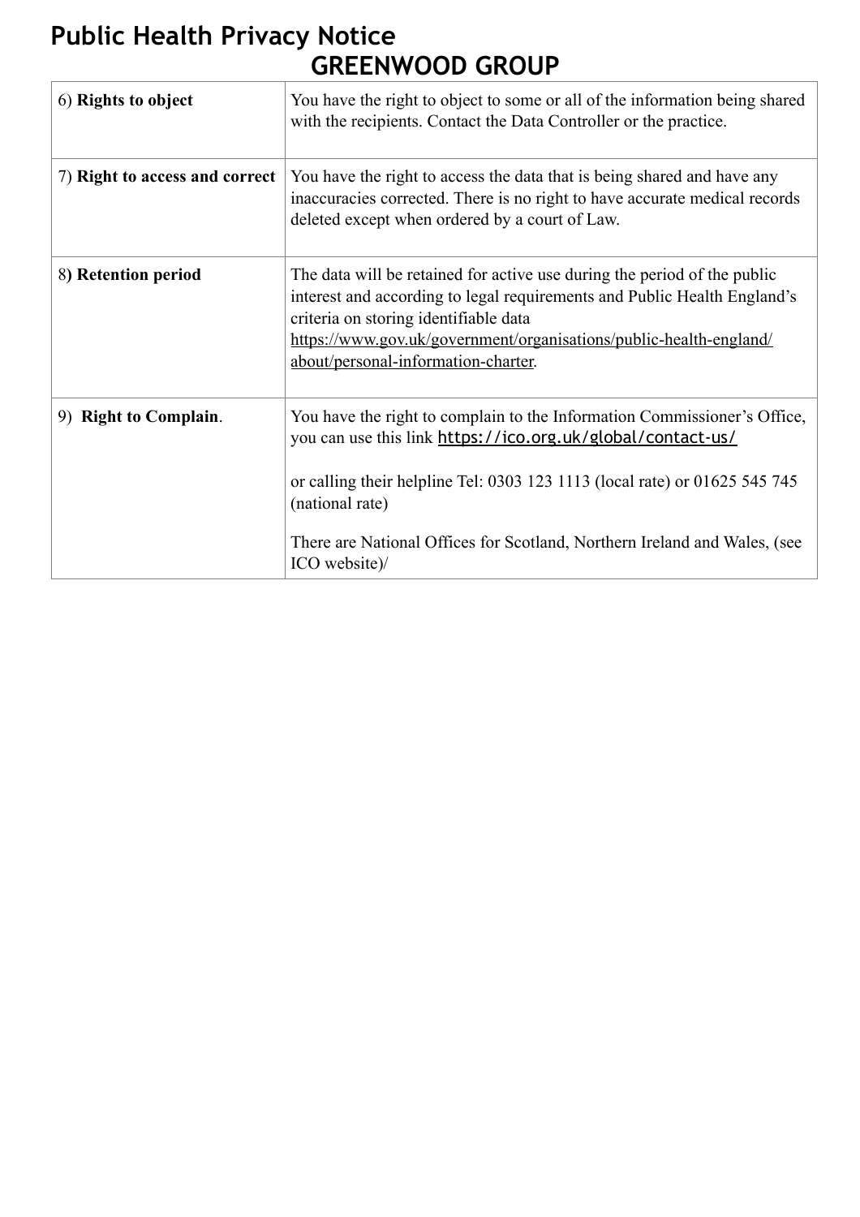# Public Health Privacy Notice
## GREENWOOD GROUP

| | |
|---|---|
| 6) **Rights to object** | You have the right to object to some or all of the information being shared with the recipients. Contact the Data Controller or the practice. |
| 7) **Right to access and correct** | You have the right to access the data that is being shared and have any inaccuracies corrected. There is no right to have accurate medical records deleted except when ordered by a court of Law. |
| 8**) Retention period** | The data will be retained for active use during the period of the public interest and according to legal requirements and Public Health England's criteria on storing identifiable data https://www.gov.uk/government/organisations/public-health-england/about/personal-information-charter. |
| 9) **Right to Complain**. | You have the right to complain to the Information Commissioner's Office, you can use this link https://ico.org.uk/global/contact-us/ <br><br> or calling their helpline Tel: 0303 123 1113 (local rate) or 01625 545 745 (national rate) <br><br> There are National Offices for Scotland, Northern Ireland and Wales, (see ICO website)/ |